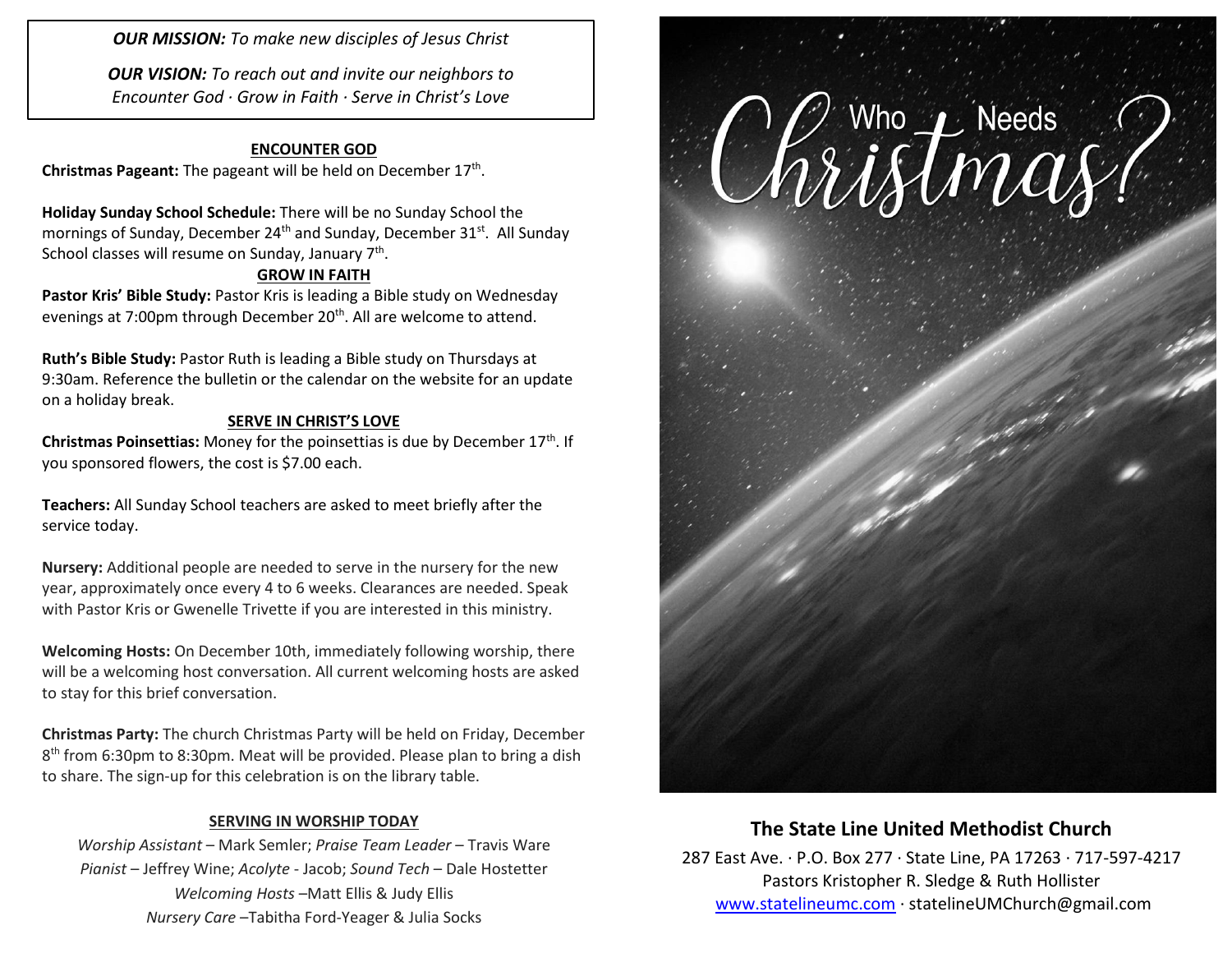***OUR MISSION:*** *To make new disciples of Jesus Christ*

***OUR VISION:*** *To reach out and invite our neighbors to Encounter God · Grow in Faith · Serve in Christ's Love*

## ENCOUNTER GOD

**Christmas Pageant:** The pageant will be held on December 17th.

**Holiday Sunday School Schedule:** There will be no Sunday School the mornings of Sunday, December 24th and Sunday, December 31st. All Sunday School classes will resume on Sunday, January 7th.

## GROW IN FAITH

**Pastor Kris' Bible Study:** Pastor Kris is leading a Bible study on Wednesday evenings at 7:00pm through December 20th. All are welcome to attend.

**Ruth's Bible Study:** Pastor Ruth is leading a Bible study on Thursdays at 9:30am. Reference the bulletin or the calendar on the website for an update on a holiday break.

## SERVE IN CHRIST'S LOVE

**Christmas Poinsettias:** Money for the poinsettias is due by December 17th. If you sponsored flowers, the cost is $7.00 each.

**Teachers:** All Sunday School teachers are asked to meet briefly after the service today.

**Nursery:** Additional people are needed to serve in the nursery for the new year, approximately once every 4 to 6 weeks. Clearances are needed. Speak with Pastor Kris or Gwenelle Trivette if you are interested in this ministry.

**Welcoming Hosts:** On December 10th, immediately following worship, there will be a welcoming host conversation. All current welcoming hosts are asked to stay for this brief conversation.

**Christmas Party:** The church Christmas Party will be held on Friday, December 8th from 6:30pm to 8:30pm. Meat will be provided. Please plan to bring a dish to share. The sign-up for this celebration is on the library table.

## SERVING IN WORSHIP TODAY

*Worship Assistant* – Mark Semler; *Praise Team Leader* – Travis Ware
*Pianist* – Jeffrey Wine; *Acolyte* - Jacob; *Sound Tech* – Dale Hostetter
*Welcoming Hosts* –Matt Ellis & Judy Ellis
*Nursery Care* –Tabitha Ford-Yeager & Julia Socks

# Who Needs Christmas?

## The State Line United Methodist Church

287 East Ave. · P.O. Box 277 · State Line, PA 17263 · 717-597-4217
Pastors Kristopher R. Sledge & Ruth Hollister
www.statelineumc.com · statelineUMChurch@gmail.com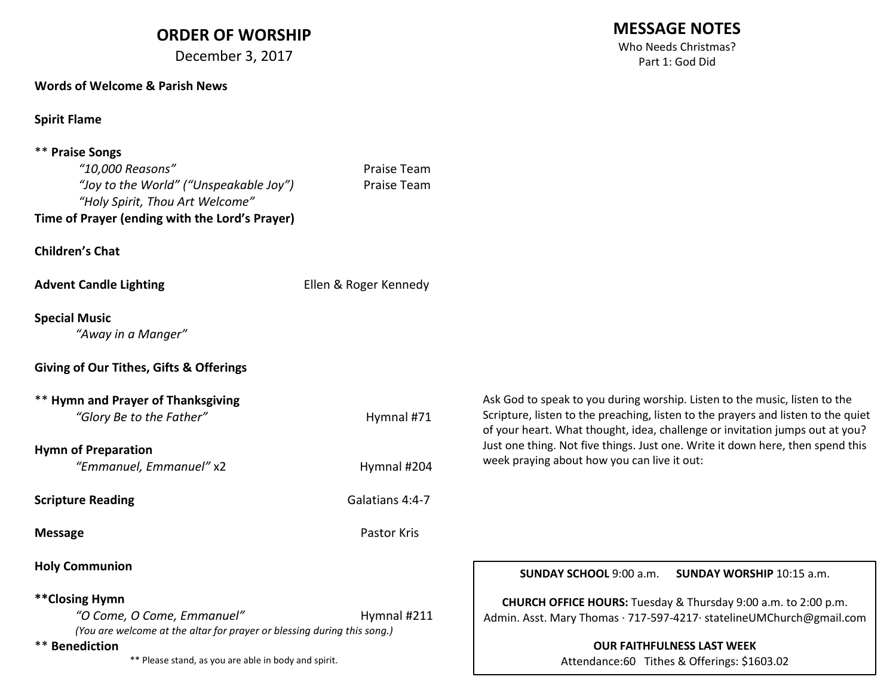## ORDER OF WORSHIP

December 3, 2017

**Words of Welcome & Parish News**

**Spirit Flame**

** **Praise Songs**

*"10,000 Reasons"* — Praise Team

*"Joy to the World" ("Unspeakable Joy")* — Praise Team

*"Holy Spirit, Thou Art Welcome"*

**Time of Prayer (ending with the Lord's Prayer)**

**Children's Chat**

**Advent Candle Lighting** — Ellen & Roger Kennedy

**Special Music**

*"Away in a Manger"*

**Giving of Our Tithes, Gifts & Offerings**

** **Hymn and Prayer of Thanksgiving**

*"Glory Be to the Father"* — Hymnal #71

**Hymn of Preparation**

*"Emmanuel, Emmanuel"* x2 — Hymnal #204

**Scripture Reading** — Galatians 4:4-7

**Message** — Pastor Kris

**Holy Communion**

****Closing Hymn**

*"O Come, O Come, Emmanuel"* — Hymnal #211

*(You are welcome at the altar for prayer or blessing during this song.)*

** **Benediction**

** Please stand, as you are able in body and spirit.

## MESSAGE NOTES

Who Needs Christmas?
Part 1: God Did

Ask God to speak to you during worship. Listen to the music, listen to the Scripture, listen to the preaching, listen to the prayers and listen to the quiet of your heart. What thought, idea, challenge or invitation jumps out at you? Just one thing. Not five things. Just one. Write it down here, then spend this week praying about how you can live it out:

**SUNDAY SCHOOL** 9:00 a.m. **SUNDAY WORSHIP** 10:15 a.m.

**CHURCH OFFICE HOURS:** Tuesday & Thursday 9:00 a.m. to 2:00 p.m.
Admin. Asst. Mary Thomas · 717-597-4217· statelineUMChurch@gmail.com

**OUR FAITHFULNESS LAST WEEK**

Attendance:60 Tithes & Offerings: $1603.02